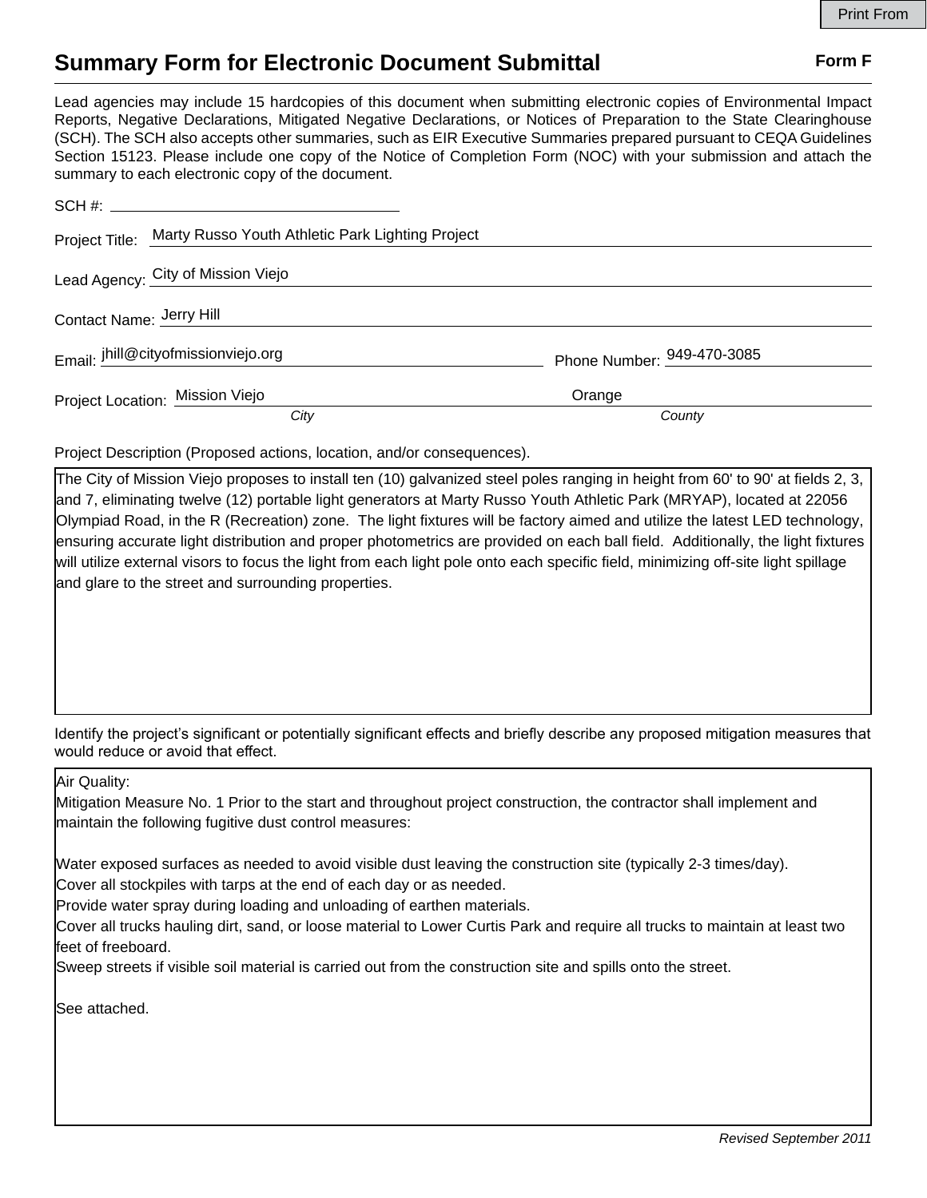# Summary Form for Electronic Document Submittal

**Form F**

Lead agencies may include 15 hardcopies of this document when submitting electronic copies of Environmental Impact Reports, Negative Declarations, Mitigated Negative Declarations, or Notices of Preparation to the State Clearinghouse (SCH). The SCH also accepts other summaries, such as EIR Executive Summaries prepared pursuant to CEQA Guidelines Section 15123. Please include one copy of the Notice of Completion Form (NOC) with your submission and attach the summary to each electronic copy of the document.

SCH #:

Project Title: Marty Russo Youth Athletic Park Lighting Project

Lead Agency: City of Mission Viejo

Contact Name: Jerry Hill

Email: jhill@cityofmissionviejo.org Phone Number: 949-470-3085

Project Location: Mission Viejo (*City*) Orange (*County*)

Project Description (Proposed actions, location, and/or consequences).

The City of Mission Viejo proposes to install ten (10) galvanized steel poles ranging in height from 60' to 90' at fields 2, 3, and 7, eliminating twelve (12) portable light generators at Marty Russo Youth Athletic Park (MRYAP), located at 22056 Olympiad Road, in the R (Recreation) zone. The light fixtures will be factory aimed and utilize the latest LED technology, ensuring accurate light distribution and proper photometrics are provided on each ball field. Additionally, the light fixtures will utilize external visors to focus the light from each light pole onto each specific field, minimizing off-site light spillage and glare to the street and surrounding properties.

Identify the project's significant or potentially significant effects and briefly describe any proposed mitigation measures that would reduce or avoid that effect.

Air Quality:
Mitigation Measure No. 1 Prior to the start and throughout project construction, the contractor shall implement and maintain the following fugitive dust control measures:

Water exposed surfaces as needed to avoid visible dust leaving the construction site (typically 2-3 times/day).
Cover all stockpiles with tarps at the end of each day or as needed.
Provide water spray during loading and unloading of earthen materials.
Cover all trucks hauling dirt, sand, or loose material to Lower Curtis Park and require all trucks to maintain at least two feet of freeboard.
Sweep streets if visible soil material is carried out from the construction site and spills onto the street.

See attached.

*Revised September 2011*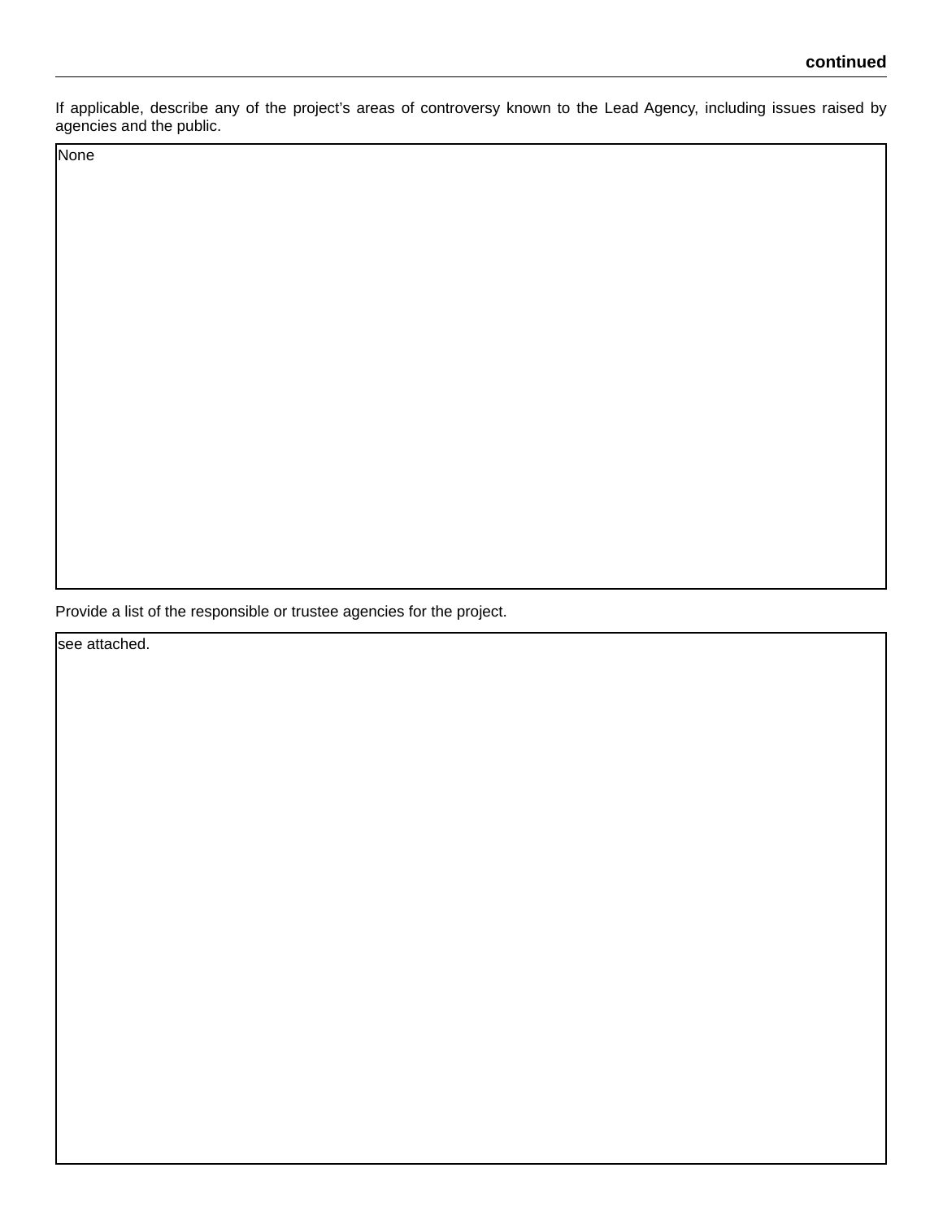If applicable, describe any of the project's areas of controversy known to the Lead Agency, including issues raised by agencies and the public.

None

Provide a list of the responsible or trustee agencies for the project.

see attached.